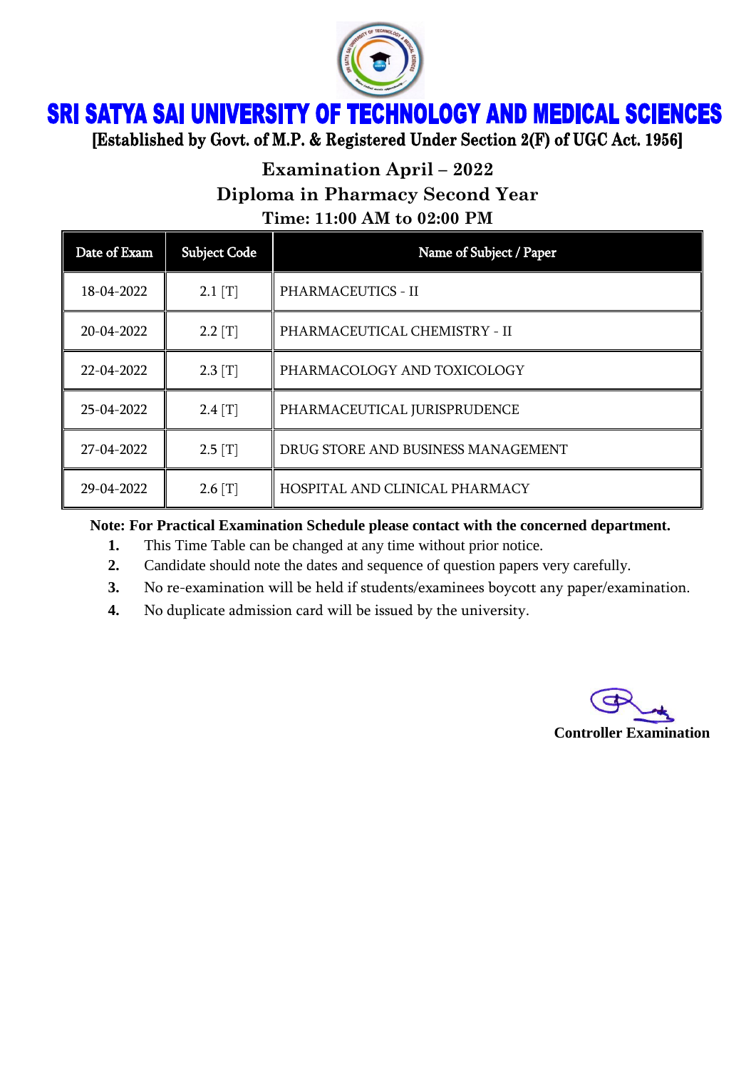# SRI SATYA SAI UNIVERSITY OF TECHNOLOGY AND MEDICAL SCIENCES

**[Established by Govt. of M.P. & Registered Under Section 2(F) of UGC Act. 1956]**

## Examination April – 2022

## Diploma in Pharmacy Second Year

### Time: 11:00 AM to 02:00 PM

| Date of Exam | Subject Code | Name of Subject / Paper |
|---|---|---|
| 18-04-2022 | 2.1 [T] | PHARMACEUTICS - II |
| 20-04-2022 | 2.2 [T] | PHARMACEUTICAL CHEMISTRY - II |
| 22-04-2022 | 2.3 [T] | PHARMACOLOGY AND TOXICOLOGY |
| 25-04-2022 | 2.4 [T] | PHARMACEUTICAL JURISPRUDENCE |
| 27-04-2022 | 2.5 [T] | DRUG STORE AND BUSINESS MANAGEMENT |
| 29-04-2022 | 2.6 [T] | HOSPITAL AND CLINICAL PHARMACY |

**Note: For Practical Examination Schedule please contact with the concerned department.**

1. This Time Table can be changed at any time without prior notice.
2. Candidate should note the dates and sequence of question papers very carefully.
3. No re-examination will be held if students/examinees boycott any paper/examination.
4. No duplicate admission card will be issued by the university.

**Controller Examination**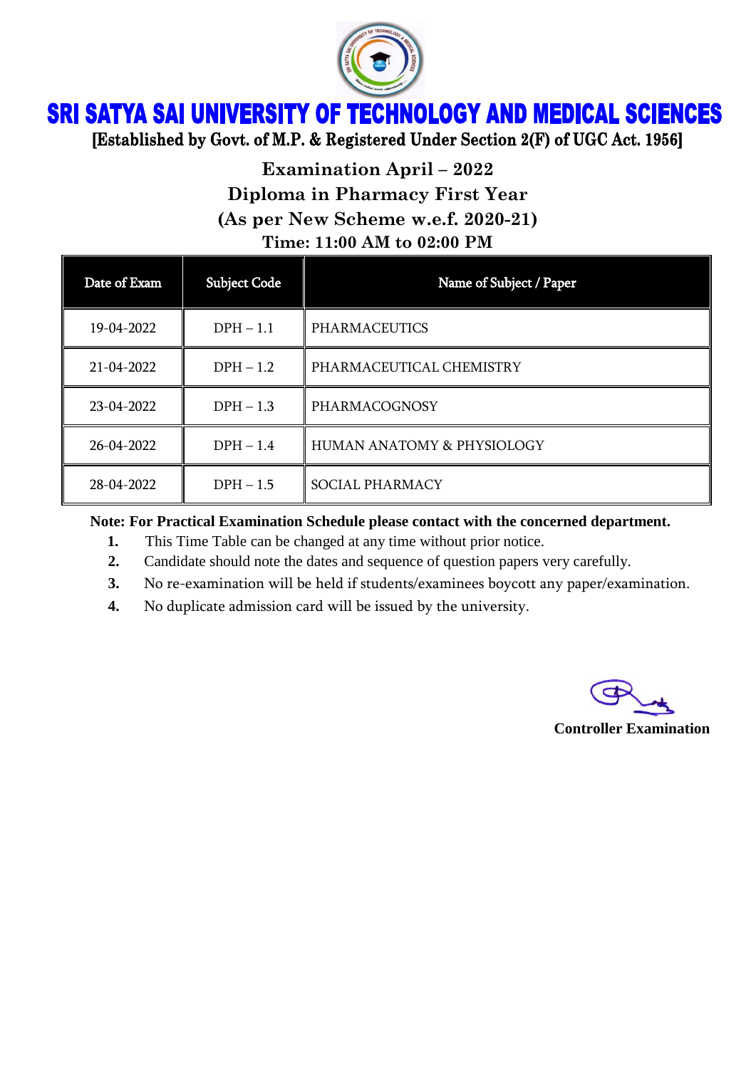# SRI SATYA SAI UNIVERSITY OF TECHNOLOGY AND MEDICAL SCIENCES

**[Established by Govt. of M.P. & Registered Under Section 2(F) of UGC Act. 1956]**

## Examination April – 2022
## Diploma in Pharmacy First Year
## (As per New Scheme w.e.f. 2020-21)
## Time: 11:00 AM to 02:00 PM

| Date of Exam | Subject Code | Name of Subject / Paper |
|---|---|---|
| 19-04-2022 | DPH – 1.1 | PHARMACEUTICS |
| 21-04-2022 | DPH – 1.2 | PHARMACEUTICAL CHEMISTRY |
| 23-04-2022 | DPH – 1.3 | PHARMACOGNOSY |
| 26-04-2022 | DPH – 1.4 | HUMAN ANATOMY & PHYSIOLOGY |
| 28-04-2022 | DPH – 1.5 | SOCIAL PHARMACY |

**Note: For Practical Examination Schedule please contact with the concerned department.**

1. This Time Table can be changed at any time without prior notice.
2. Candidate should note the dates and sequence of question papers very carefully.
3. No re-examination will be held if students/examinees boycott any paper/examination.
4. No duplicate admission card will be issued by the university.

**Controller Examination**